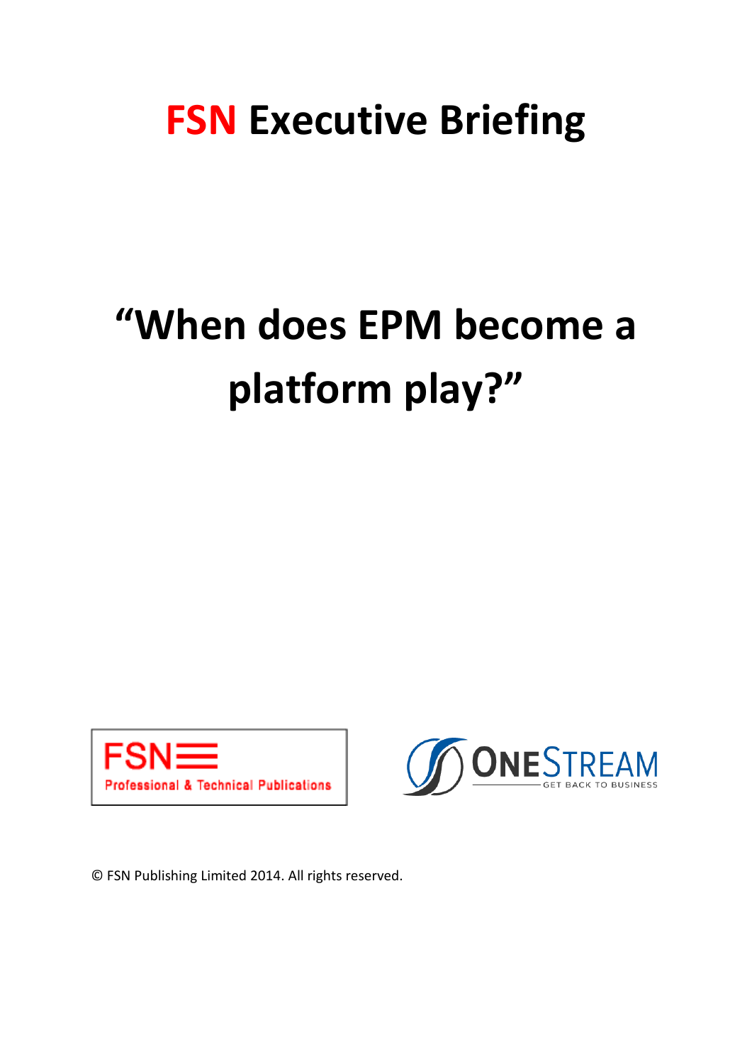# FSN Executive Briefing

# "When does EPM become a platform play?"

FSN Professional & Technical Publications

ONESTREAM GET BACK TO BUSINESS

© FSN Publishing Limited 2014. All rights reserved.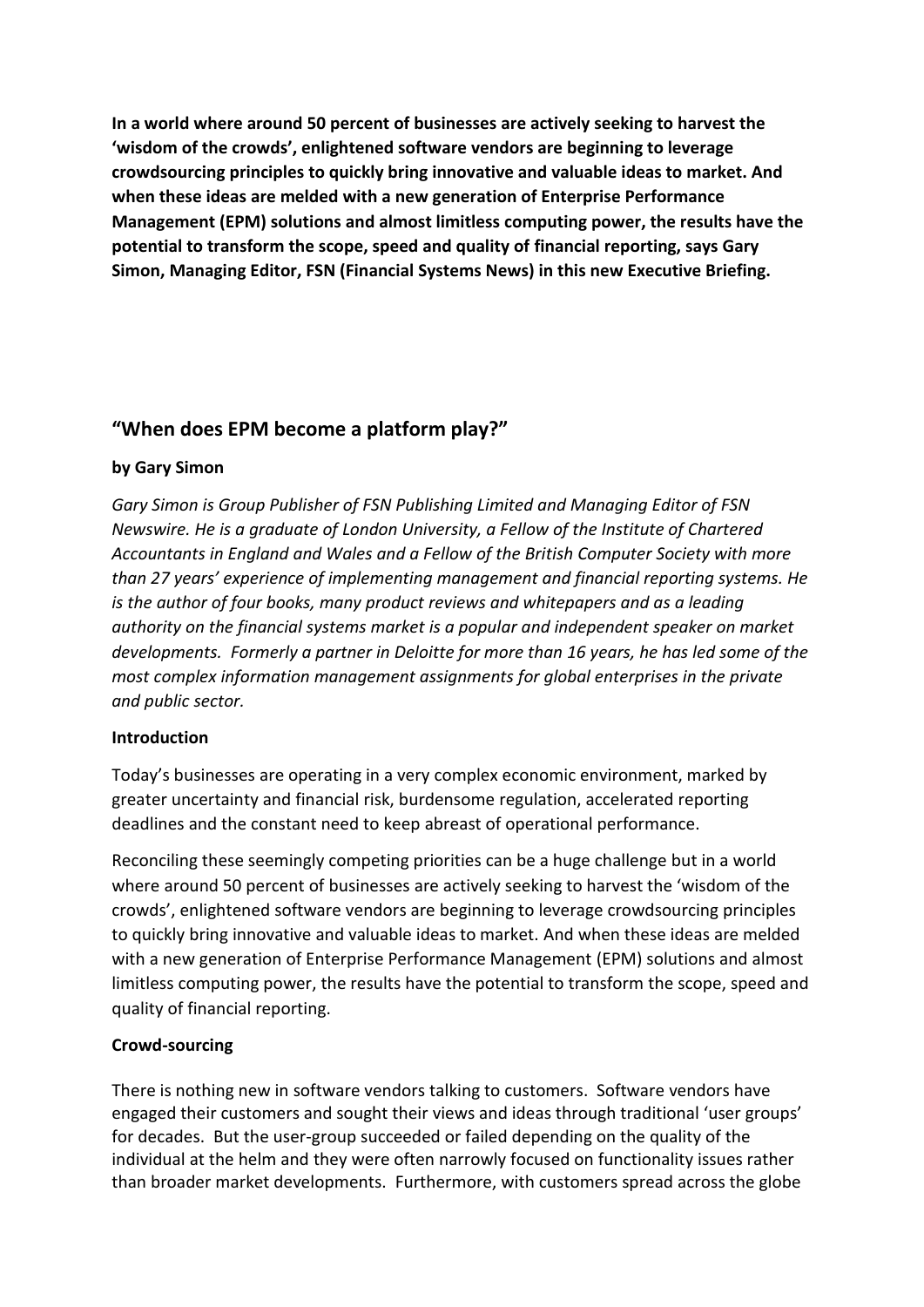**In a world where around 50 percent of businesses are actively seeking to harvest the 'wisdom of the crowds', enlightened software vendors are beginning to leverage crowdsourcing principles to quickly bring innovative and valuable ideas to market. And when these ideas are melded with a new generation of Enterprise Performance Management (EPM) solutions and almost limitless computing power, the results have the potential to transform the scope, speed and quality of financial reporting, says Gary Simon, Managing Editor, FSN (Financial Systems News) in this new Executive Briefing.**

## "When does EPM become a platform play?"

**by Gary Simon**

*Gary Simon is Group Publisher of FSN Publishing Limited and Managing Editor of FSN Newswire. He is a graduate of London University, a Fellow of the Institute of Chartered Accountants in England and Wales and a Fellow of the British Computer Society with more than 27 years' experience of implementing management and financial reporting systems. He is the author of four books, many product reviews and whitepapers and as a leading authority on the financial systems market is a popular and independent speaker on market developments. Formerly a partner in Deloitte for more than 16 years, he has led some of the most complex information management assignments for global enterprises in the private and public sector.*

**Introduction**

Today's businesses are operating in a very complex economic environment, marked by greater uncertainty and financial risk, burdensome regulation, accelerated reporting deadlines and the constant need to keep abreast of operational performance.

Reconciling these seemingly competing priorities can be a huge challenge but in a world where around 50 percent of businesses are actively seeking to harvest the 'wisdom of the crowds', enlightened software vendors are beginning to leverage crowdsourcing principles to quickly bring innovative and valuable ideas to market. And when these ideas are melded with a new generation of Enterprise Performance Management (EPM) solutions and almost limitless computing power, the results have the potential to transform the scope, speed and quality of financial reporting.

**Crowd-sourcing**

There is nothing new in software vendors talking to customers. Software vendors have engaged their customers and sought their views and ideas through traditional 'user groups' for decades. But the user-group succeeded or failed depending on the quality of the individual at the helm and they were often narrowly focused on functionality issues rather than broader market developments. Furthermore, with customers spread across the globe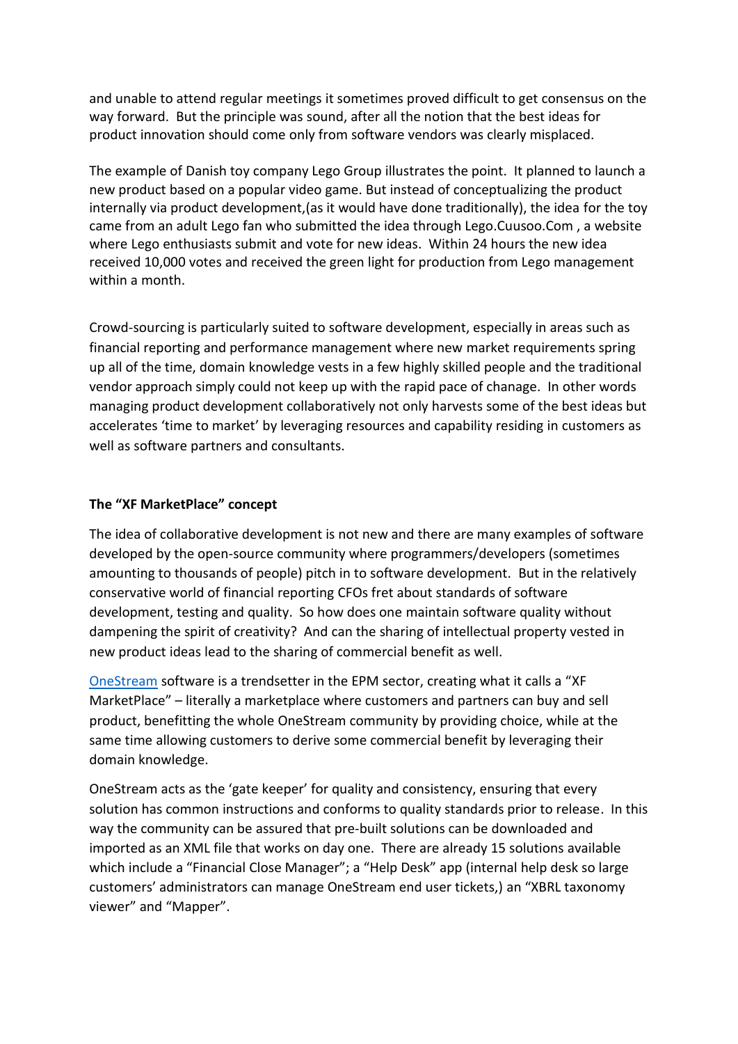and unable to attend regular meetings it sometimes proved difficult to get consensus on the way forward.  But the principle was sound, after all the notion that the best ideas for product innovation should come only from software vendors was clearly misplaced.

The example of Danish toy company Lego Group illustrates the point.  It planned to launch a new product based on a popular video game. But instead of conceptualizing the product internally via product development,(as it would have done traditionally), the idea for the toy came from an adult Lego fan who submitted the idea through Lego.Cuusoo.Com , a website where Lego enthusiasts submit and vote for new ideas.  Within 24 hours the new idea received 10,000 votes and received the green light for production from Lego management within a month.

Crowd-sourcing is particularly suited to software development, especially in areas such as financial reporting and performance management where new market requirements spring up all of the time, domain knowledge vests in a few highly skilled people and the traditional vendor approach simply could not keep up with the rapid pace of chanage.  In other words managing product development collaboratively not only harvests some of the best ideas but accelerates 'time to market' by leveraging resources and capability residing in customers as well as software partners and consultants.

**The "XF MarketPlace" concept**

The idea of collaborative development is not new and there are many examples of software developed by the open-source community where programmers/developers (sometimes amounting to thousands of people) pitch in to software development.  But in the relatively conservative world of financial reporting CFOs fret about standards of software development, testing and quality.  So how does one maintain software quality without dampening the spirit of creativity?  And can the sharing of intellectual property vested in new product ideas lead to the sharing of commercial benefit as well.

OneStream software is a trendsetter in the EPM sector, creating what it calls a "XF MarketPlace" – literally a marketplace where customers and partners can buy and sell product, benefitting the whole OneStream community by providing choice, while at the same time allowing customers to derive some commercial benefit by leveraging their domain knowledge.

OneStream acts as the 'gate keeper' for quality and consistency, ensuring that every solution has common instructions and conforms to quality standards prior to release.  In this way the community can be assured that pre-built solutions can be downloaded and imported as an XML file that works on day one.  There are already 15 solutions available which include a "Financial Close Manager"; a "Help Desk" app (internal help desk so large customers' administrators can manage OneStream end user tickets,) an "XBRL taxonomy viewer" and "Mapper".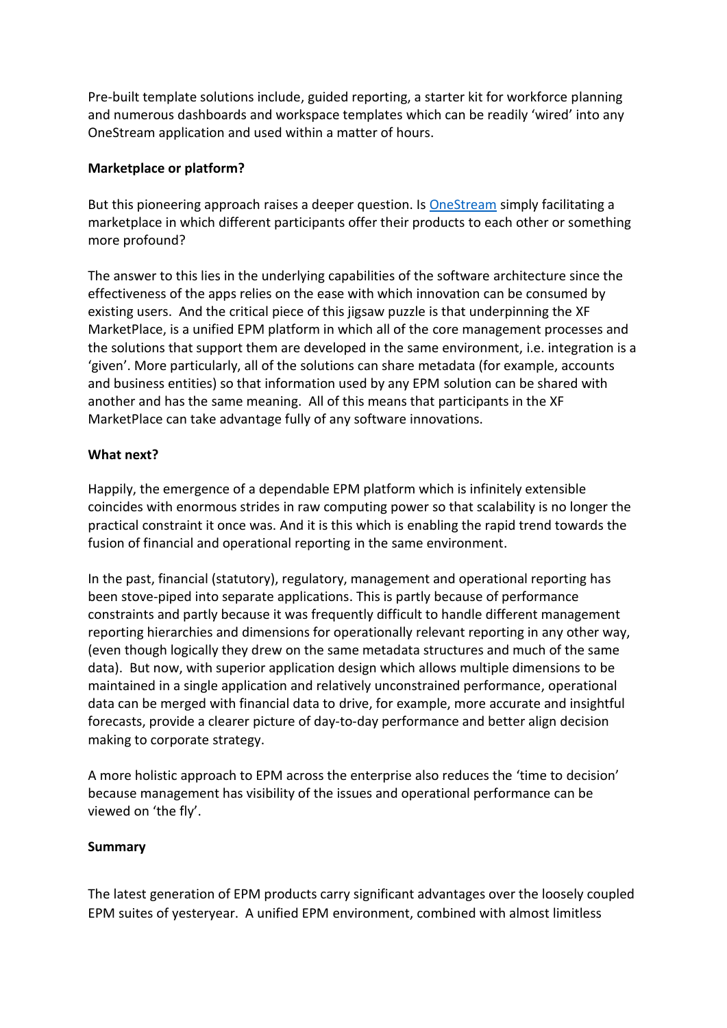Pre-built template solutions include, guided reporting, a starter kit for workforce planning and numerous dashboards and workspace templates which can be readily 'wired' into any OneStream application and used within a matter of hours.

**Marketplace or platform?**

But this pioneering approach raises a deeper question. Is [OneStream](#) simply facilitating a marketplace in which different participants offer their products to each other or something more profound?

The answer to this lies in the underlying capabilities of the software architecture since the effectiveness of the apps relies on the ease with which innovation can be consumed by existing users. And the critical piece of this jigsaw puzzle is that underpinning the XF MarketPlace, is a unified EPM platform in which all of the core management processes and the solutions that support them are developed in the same environment, i.e. integration is a 'given'. More particularly, all of the solutions can share metadata (for example, accounts and business entities) so that information used by any EPM solution can be shared with another and has the same meaning. All of this means that participants in the XF MarketPlace can take advantage fully of any software innovations.

**What next?**

Happily, the emergence of a dependable EPM platform which is infinitely extensible coincides with enormous strides in raw computing power so that scalability is no longer the practical constraint it once was. And it is this which is enabling the rapid trend towards the fusion of financial and operational reporting in the same environment.

In the past, financial (statutory), regulatory, management and operational reporting has been stove-piped into separate applications. This is partly because of performance constraints and partly because it was frequently difficult to handle different management reporting hierarchies and dimensions for operationally relevant reporting in any other way, (even though logically they drew on the same metadata structures and much of the same data). But now, with superior application design which allows multiple dimensions to be maintained in a single application and relatively unconstrained performance, operational data can be merged with financial data to drive, for example, more accurate and insightful forecasts, provide a clearer picture of day-to-day performance and better align decision making to corporate strategy.

A more holistic approach to EPM across the enterprise also reduces the 'time to decision' because management has visibility of the issues and operational performance can be viewed on 'the fly'.

**Summary**

The latest generation of EPM products carry significant advantages over the loosely coupled EPM suites of yesteryear. A unified EPM environment, combined with almost limitless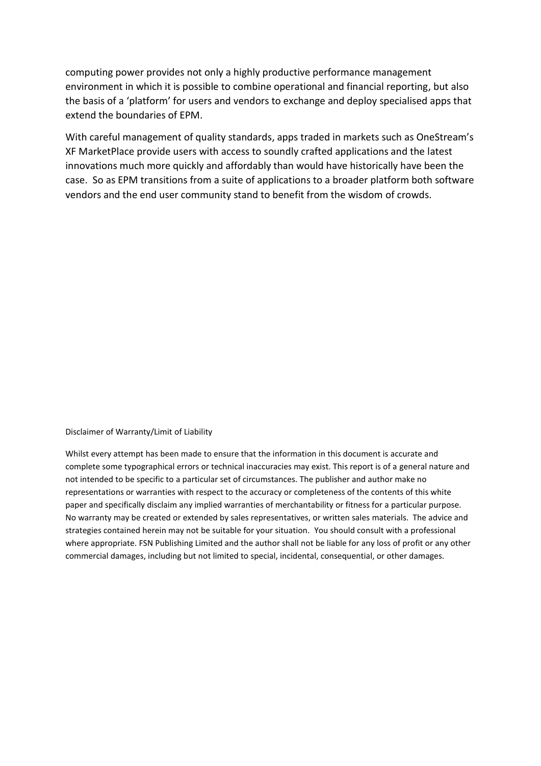computing power provides not only a highly productive performance management environment in which it is possible to combine operational and financial reporting, but also the basis of a 'platform' for users and vendors to exchange and deploy specialised apps that extend the boundaries of EPM.

With careful management of quality standards, apps traded in markets such as OneStream's XF MarketPlace provide users with access to soundly crafted applications and the latest innovations much more quickly and affordably than would have historically have been the case. So as EPM transitions from a suite of applications to a broader platform both software vendors and the end user community stand to benefit from the wisdom of crowds.

Disclaimer of Warranty/Limit of Liability

Whilst every attempt has been made to ensure that the information in this document is accurate and complete some typographical errors or technical inaccuracies may exist. This report is of a general nature and not intended to be specific to a particular set of circumstances. The publisher and author make no representations or warranties with respect to the accuracy or completeness of the contents of this white paper and specifically disclaim any implied warranties of merchantability or fitness for a particular purpose. No warranty may be created or extended by sales representatives, or written sales materials. The advice and strategies contained herein may not be suitable for your situation. You should consult with a professional where appropriate. FSN Publishing Limited and the author shall not be liable for any loss of profit or any other commercial damages, including but not limited to special, incidental, consequential, or other damages.